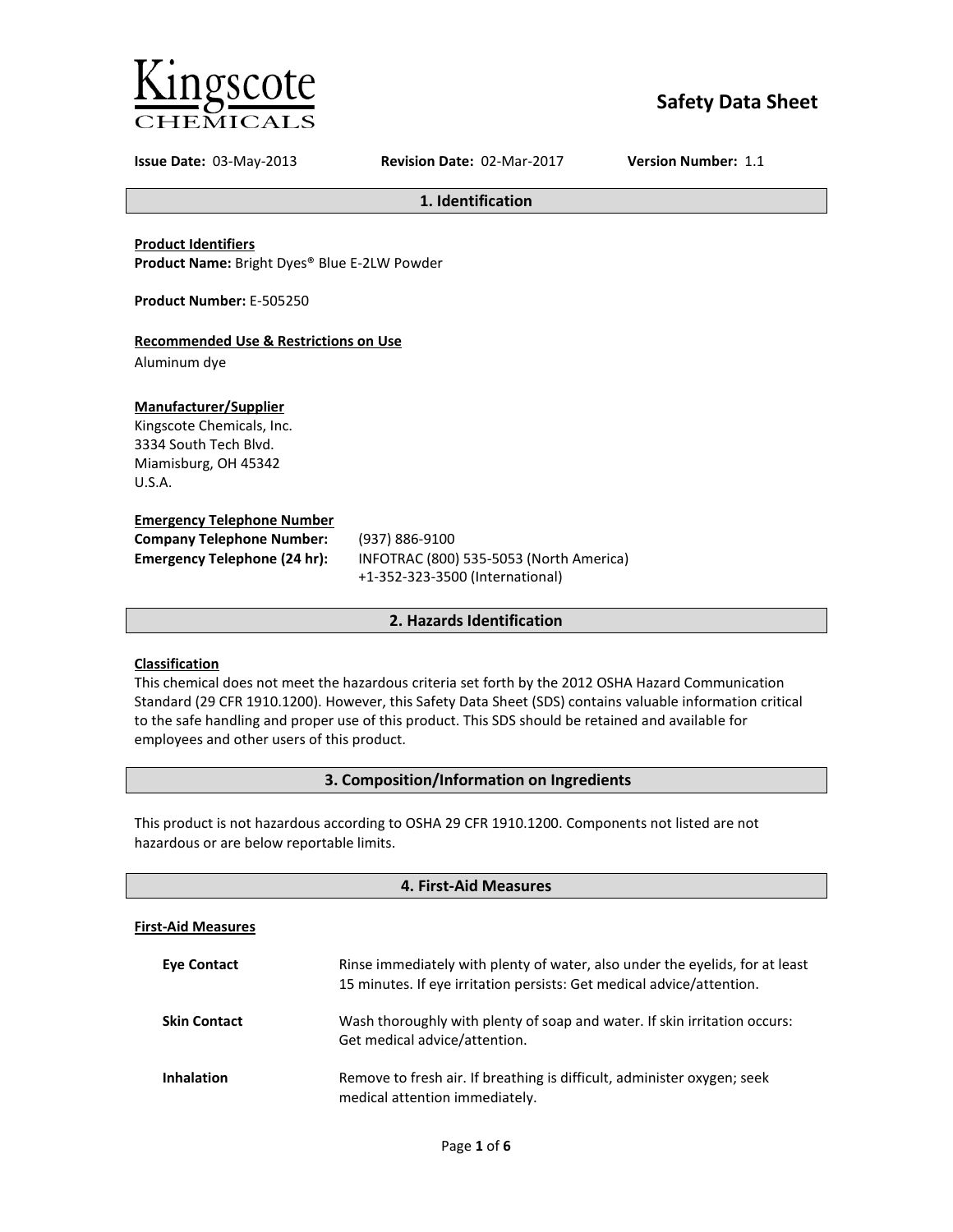Kingscote
CHEMICALS

# Safety Data Sheet

**Issue Date:** 03-May-2013 **Revision Date:** 02-Mar-2017 **Version Number:** 1.1

## 1. Identification

**Product Identifiers**
**Product Name:** Bright Dyes® Blue E-2LW Powder

**Product Number:** E-505250

**Recommended Use & Restrictions on Use**
Aluminum dye

**Manufacturer/Supplier**
Kingscote Chemicals, Inc.
3334 South Tech Blvd.
Miamisburg, OH 45342
U.S.A.

**Emergency Telephone Number**

| | |
|---|---|
| **Company Telephone Number:** | (937) 886-9100 |
| **Emergency Telephone (24 hr):** | INFOTRAC (800) 535-5053 (North America)<br>+1-352-323-3500 (International) |

## 2. Hazards Identification

**Classification**
This chemical does not meet the hazardous criteria set forth by the 2012 OSHA Hazard Communication Standard (29 CFR 1910.1200). However, this Safety Data Sheet (SDS) contains valuable information critical to the safe handling and proper use of this product. This SDS should be retained and available for employees and other users of this product.

## 3. Composition/Information on Ingredients

This product is not hazardous according to OSHA 29 CFR 1910.1200. Components not listed are not hazardous or are below reportable limits.

## 4. First-Aid Measures

**First-Aid Measures**

| | |
|---|---|
| **Eye Contact** | Rinse immediately with plenty of water, also under the eyelids, for at least 15 minutes. If eye irritation persists: Get medical advice/attention. |
| **Skin Contact** | Wash thoroughly with plenty of soap and water. If skin irritation occurs: Get medical advice/attention. |
| **Inhalation** | Remove to fresh air. If breathing is difficult, administer oxygen; seek medical attention immediately. |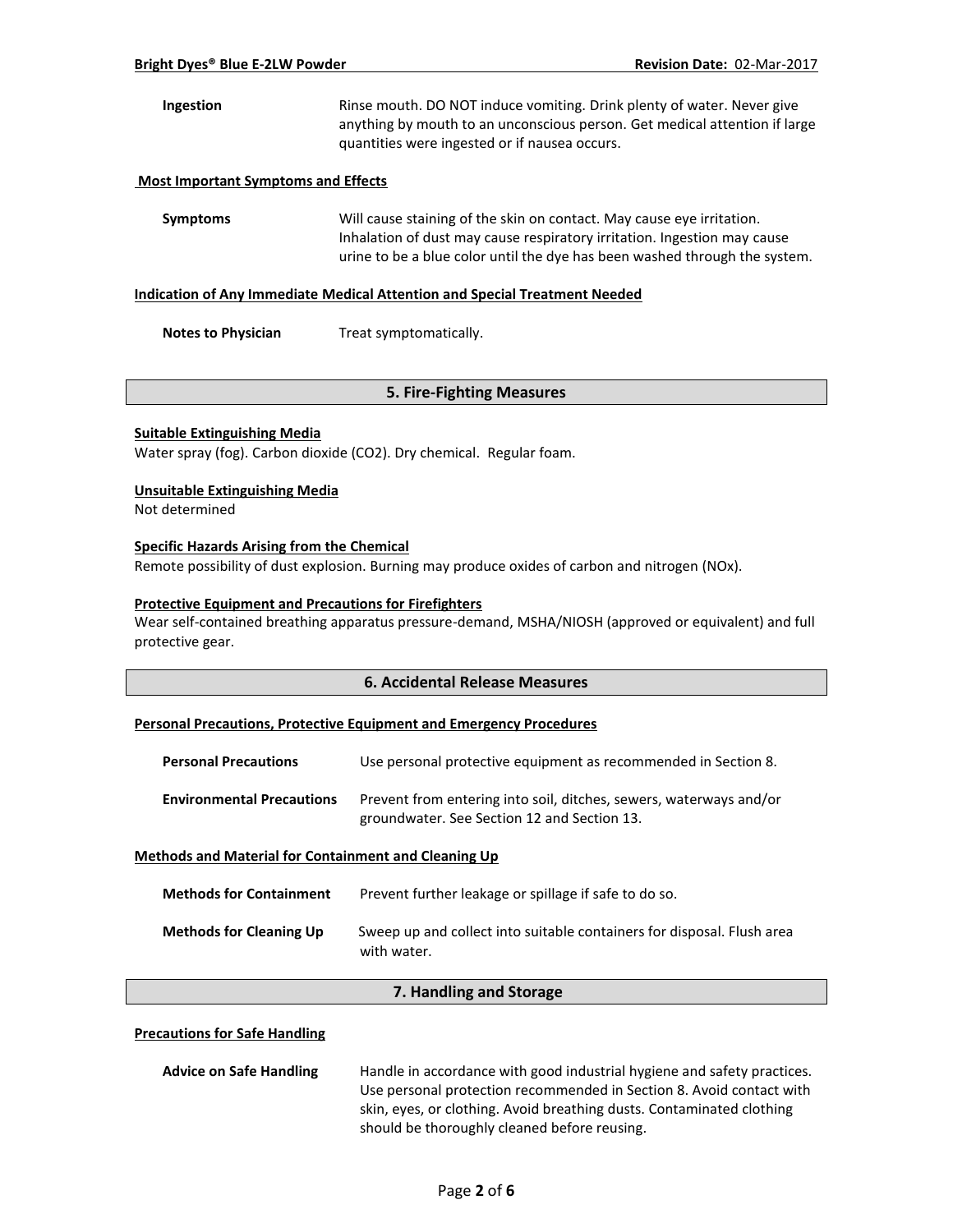**Ingestion** Rinse mouth. DO NOT induce vomiting. Drink plenty of water. Never give anything by mouth to an unconscious person. Get medical attention if large quantities were ingested or if nausea occurs.

**Most Important Symptoms and Effects**

**Symptoms** Will cause staining of the skin on contact. May cause eye irritation. Inhalation of dust may cause respiratory irritation. Ingestion may cause urine to be a blue color until the dye has been washed through the system.

**Indication of Any Immediate Medical Attention and Special Treatment Needed**

**Notes to Physician** Treat symptomatically.

## 5. Fire-Fighting Measures

**Suitable Extinguishing Media**

Water spray (fog). Carbon dioxide ($CO_2$). Dry chemical. Regular foam.

**Unsuitable Extinguishing Media**

Not determined

**Specific Hazards Arising from the Chemical**

Remote possibility of dust explosion. Burning may produce oxides of carbon and nitrogen (NOx).

**Protective Equipment and Precautions for Firefighters**

Wear self-contained breathing apparatus pressure-demand, MSHA/NIOSH (approved or equivalent) and full protective gear.

## 6. Accidental Release Measures

**Personal Precautions, Protective Equipment and Emergency Procedures**

**Personal Precautions** Use personal protective equipment as recommended in Section 8.

**Environmental Precautions** Prevent from entering into soil, ditches, sewers, waterways and/or groundwater. See Section 12 and Section 13.

**Methods and Material for Containment and Cleaning Up**

**Methods for Containment** Prevent further leakage or spillage if safe to do so.

**Methods for Cleaning Up** Sweep up and collect into suitable containers for disposal. Flush area with water.

## 7. Handling and Storage

**Precautions for Safe Handling**

**Advice on Safe Handling** Handle in accordance with good industrial hygiene and safety practices. Use personal protection recommended in Section 8. Avoid contact with skin, eyes, or clothing. Avoid breathing dusts. Contaminated clothing should be thoroughly cleaned before reusing.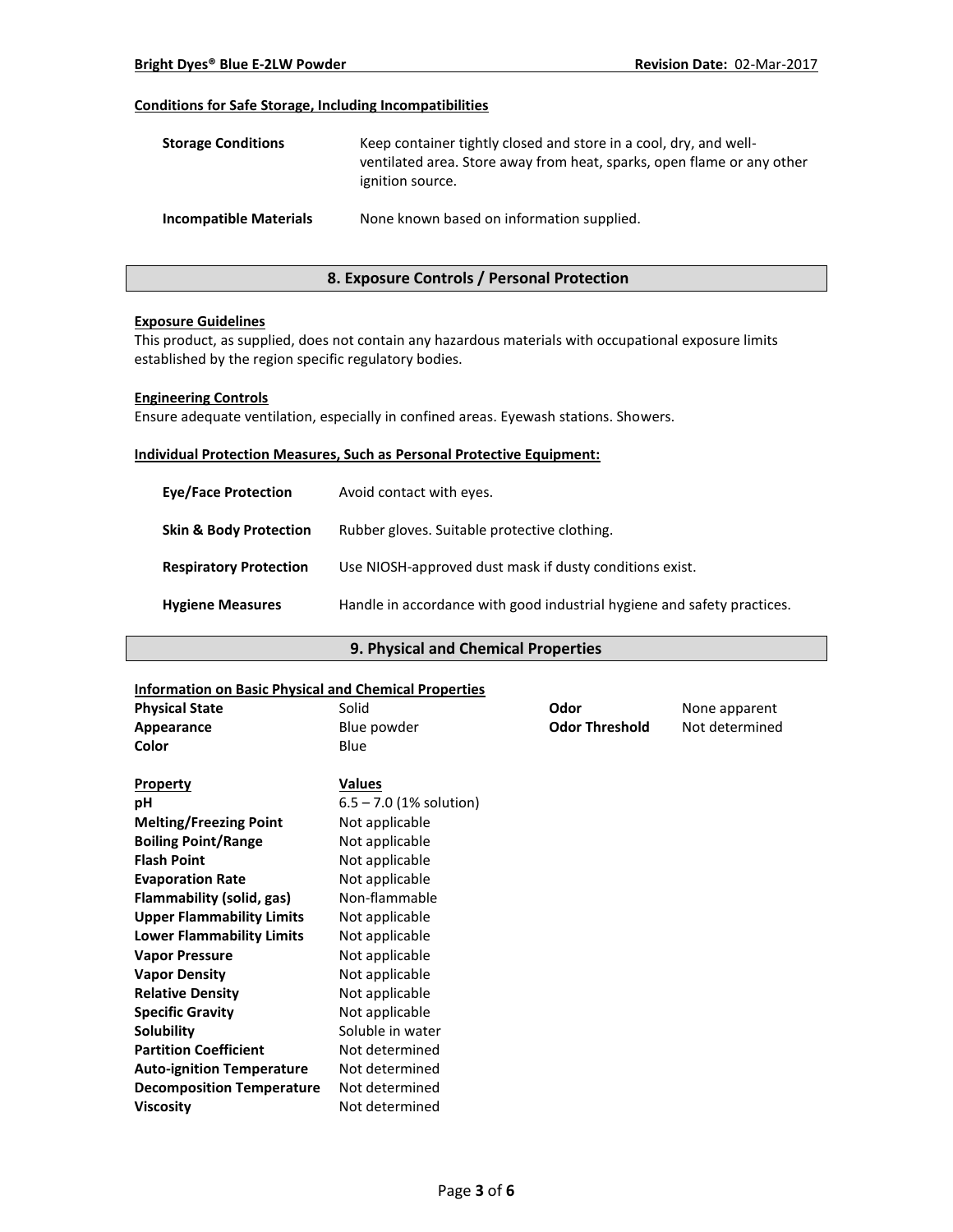#### Conditions for Safe Storage, Including Incompatibilities

| | |
|---|---|
| **Storage Conditions** | Keep container tightly closed and store in a cool, dry, and well-ventilated area. Store away from heat, sparks, open flame or any other ignition source. |
| **Incompatible Materials** | None known based on information supplied. |

## 8. Exposure Controls / Personal Protection

#### Exposure Guidelines

This product, as supplied, does not contain any hazardous materials with occupational exposure limits established by the region specific regulatory bodies.

#### Engineering Controls

Ensure adequate ventilation, especially in confined areas. Eyewash stations. Showers.

#### Individual Protection Measures, Such as Personal Protective Equipment:

| | |
|---|---|
| **Eye/Face Protection** | Avoid contact with eyes. |
| **Skin & Body Protection** | Rubber gloves. Suitable protective clothing. |
| **Respiratory Protection** | Use NIOSH-approved dust mask if dusty conditions exist. |
| **Hygiene Measures** | Handle in accordance with good industrial hygiene and safety practices. |

## 9. Physical and Chemical Properties

#### Information on Basic Physical and Chemical Properties

| | | | |
|---|---|---|---|
| **Physical State** | Solid | **Odor** | None apparent |
| **Appearance** | Blue powder | **Odor Threshold** | Not determined |
| **Color** | Blue | | |

| **Property** | **Values** |
|---|---|
| **pH** | 6.5 – 7.0 (1% solution) |
| **Melting/Freezing Point** | Not applicable |
| **Boiling Point/Range** | Not applicable |
| **Flash Point** | Not applicable |
| **Evaporation Rate** | Not applicable |
| **Flammability (solid, gas)** | Non-flammable |
| **Upper Flammability Limits** | Not applicable |
| **Lower Flammability Limits** | Not applicable |
| **Vapor Pressure** | Not applicable |
| **Vapor Density** | Not applicable |
| **Relative Density** | Not applicable |
| **Specific Gravity** | Not applicable |
| **Solubility** | Soluble in water |
| **Partition Coefficient** | Not determined |
| **Auto-ignition Temperature** | Not determined |
| **Decomposition Temperature** | Not determined |
| **Viscosity** | Not determined |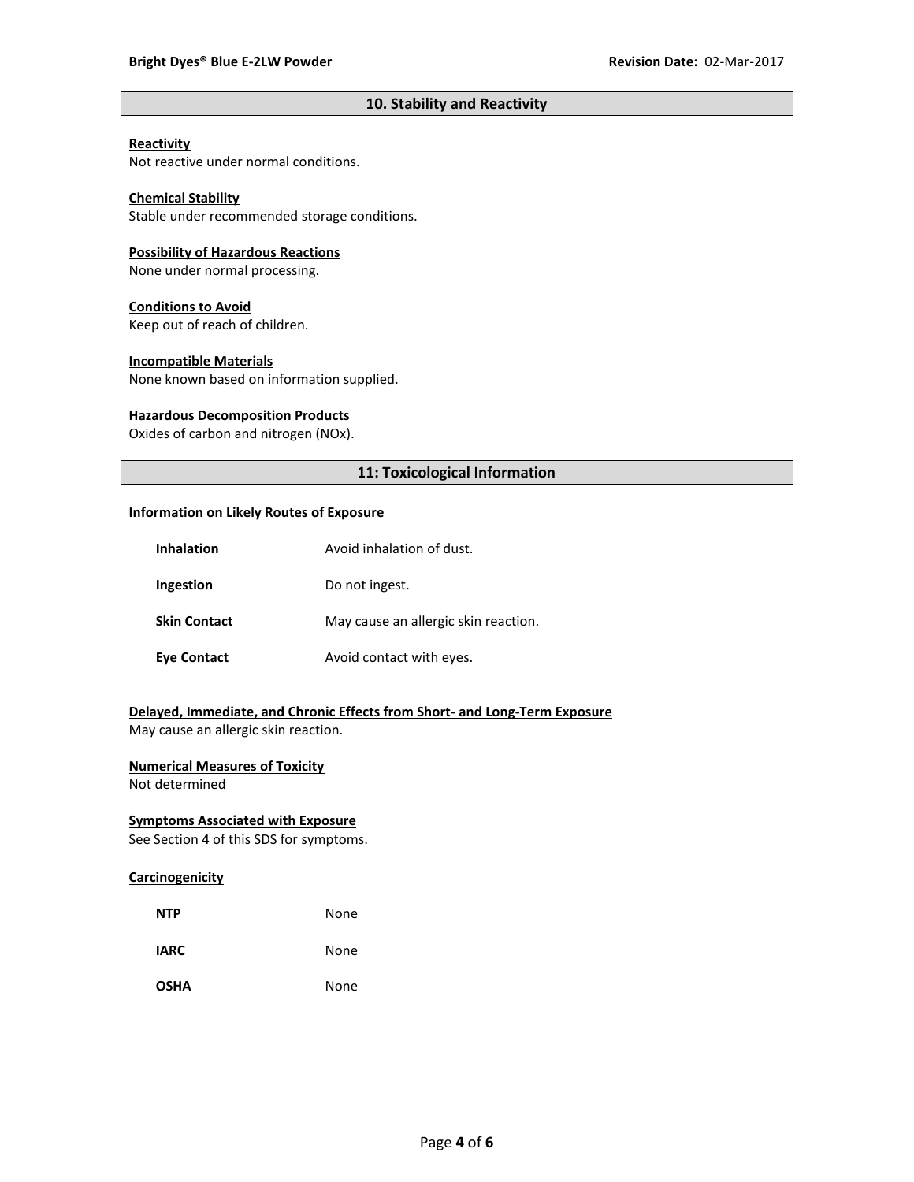## 10. Stability and Reactivity

**Reactivity**
Not reactive under normal conditions.

**Chemical Stability**
Stable under recommended storage conditions.

**Possibility of Hazardous Reactions**
None under normal processing.

**Conditions to Avoid**
Keep out of reach of children.

**Incompatible Materials**
None known based on information supplied.

**Hazardous Decomposition Products**
Oxides of carbon and nitrogen (NOx).

## 11: Toxicological Information

**Information on Likely Routes of Exposure**

| | |
|---|---|
| **Inhalation** | Avoid inhalation of dust. |
| **Ingestion** | Do not ingest. |
| **Skin Contact** | May cause an allergic skin reaction. |
| **Eye Contact** | Avoid contact with eyes. |

**Delayed, Immediate, and Chronic Effects from Short- and Long-Term Exposure**
May cause an allergic skin reaction.

**Numerical Measures of Toxicity**
Not determined

**Symptoms Associated with Exposure**
See Section 4 of this SDS for symptoms.

**Carcinogenicity**

| | |
|---|---|
| **NTP** | None |
| **IARC** | None |
| **OSHA** | None |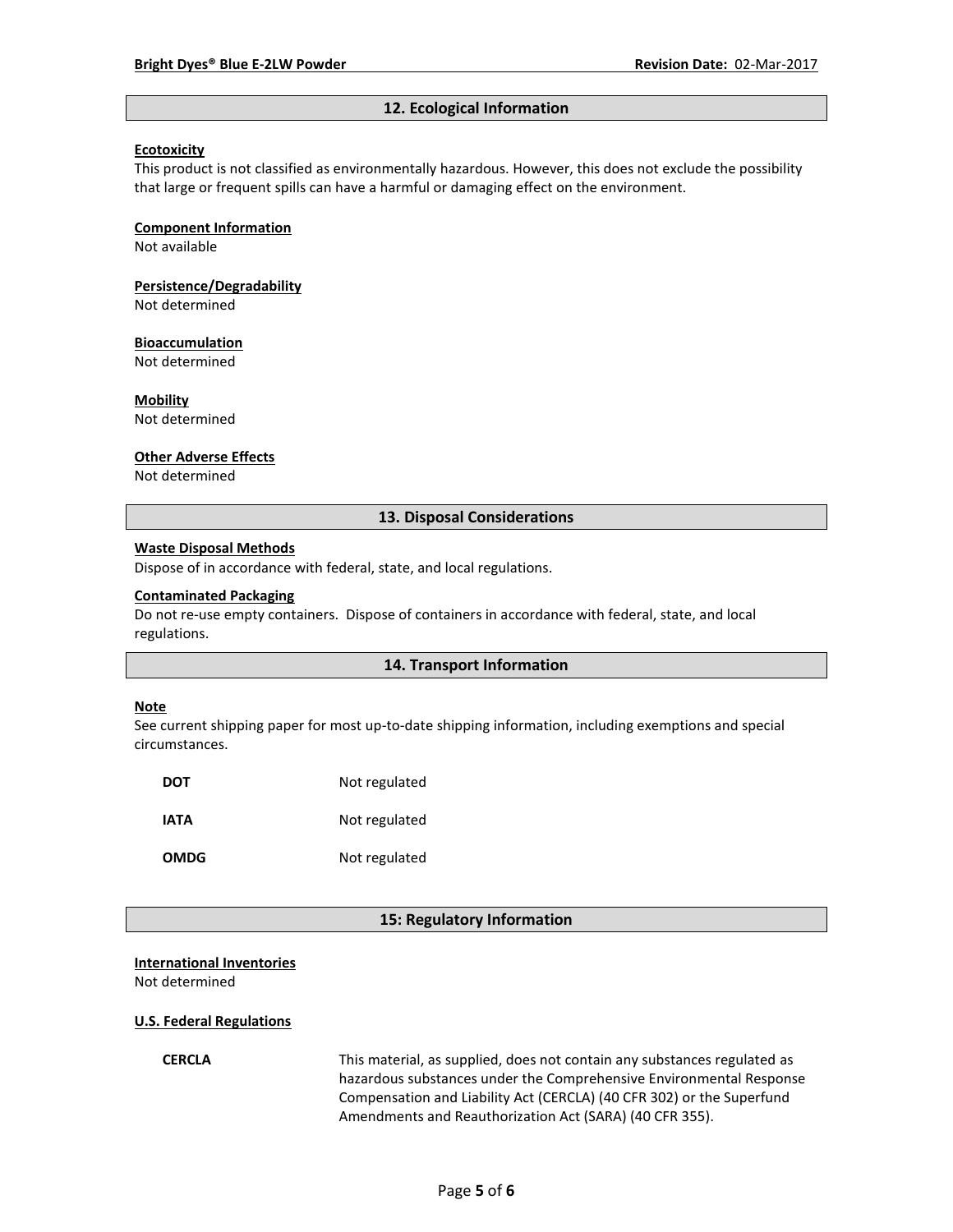## 12. Ecological Information

**Ecotoxicity**

This product is not classified as environmentally hazardous. However, this does not exclude the possibility that large or frequent spills can have a harmful or damaging effect on the environment.

**Component Information**

Not available

**Persistence/Degradability**

Not determined

**Bioaccumulation**

Not determined

**Mobility**

Not determined

**Other Adverse Effects**

Not determined

## 13. Disposal Considerations

**Waste Disposal Methods**

Dispose of in accordance with federal, state, and local regulations.

**Contaminated Packaging**

Do not re-use empty containers. Dispose of containers in accordance with federal, state, and local regulations.

## 14. Transport Information

**Note**

See current shipping paper for most up-to-date shipping information, including exemptions and special circumstances.

| | |
|---|---|
| **DOT** | Not regulated |
| **IATA** | Not regulated |
| **OMDG** | Not regulated |

## 15: Regulatory Information

**International Inventories**

Not determined

**U.S. Federal Regulations**

| | |
|---|---|
| **CERCLA** | This material, as supplied, does not contain any substances regulated as hazardous substances under the Comprehensive Environmental Response Compensation and Liability Act (CERCLA) (40 CFR 302) or the Superfund Amendments and Reauthorization Act (SARA) (40 CFR 355). |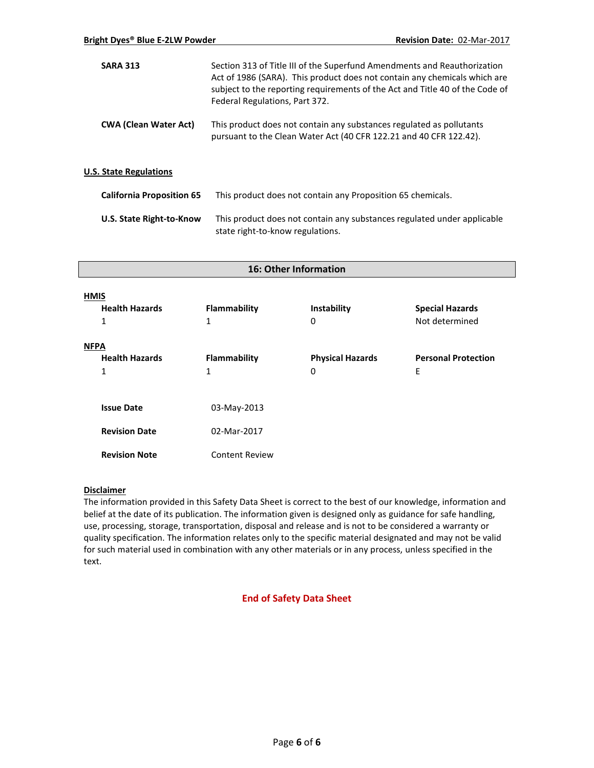**SARA 313**

Section 313 of Title III of the Superfund Amendments and Reauthorization Act of 1986 (SARA). This product does not contain any chemicals which are subject to the reporting requirements of the Act and Title 40 of the Code of Federal Regulations, Part 372.

**CWA (Clean Water Act)**

This product does not contain any substances regulated as pollutants pursuant to the Clean Water Act (40 CFR 122.21 and 40 CFR 122.42).

### U.S. State Regulations

**California Proposition 65**

This product does not contain any Proposition 65 chemicals.

**U.S. State Right-to-Know**

This product does not contain any substances regulated under applicable state right-to-know regulations.

## 16: Other Information

### HMIS

| Health Hazards | Flammability | Instability | Special Hazards |
|---|---|---|---|
| 1 | 1 | 0 | Not determined |

### NFPA

| Health Hazards | Flammability | Physical Hazards | Personal Protection |
|---|---|---|---|
| 1 | 1 | 0 | E |

| | |
|---|---|
| **Issue Date** | 03-May-2013 |
| **Revision Date** | 02-Mar-2017 |
| **Revision Note** | Content Review |

### Disclaimer

The information provided in this Safety Data Sheet is correct to the best of our knowledge, information and belief at the date of its publication. The information given is designed only as guidance for safe handling, use, processing, storage, transportation, disposal and release and is not to be considered a warranty or quality specification. The information relates only to the specific material designated and may not be valid for such material used in combination with any other materials or in any process, unless specified in the text.

**End of Safety Data Sheet**